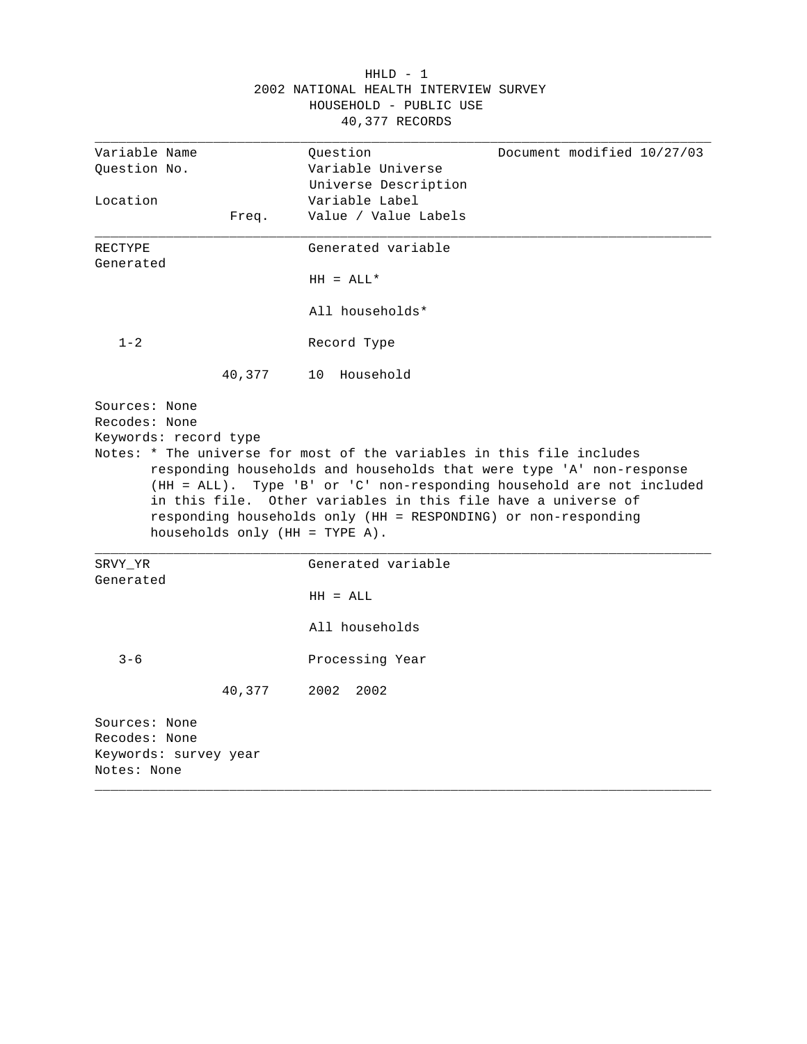2002 NATIONAL HEALTH INTERVIEW SURVEY
HOUSEHOLD - PUBLIC USE
40,377 RECORDS

| Variable Name | | Question | Document modified 10/27/03 |
|---|---|---|---|
| Question No. | | Variable Universe | |
| | | Universe Description | |
| Location | | Variable Label | |
| | Freq. | Value / Value Labels | |

---

RECTYPE
Generated

Generated variable

HH = ALL*

All households*

1-2 — Record Type

| Freq. | Value / Value Labels |
|---|---|
| 40,377 | 10 Household |

Sources: None
Recodes: None
Keywords: record type
Notes: * The universe for most of the variables in this file includes responding households and households that were type 'A' non-response (HH = ALL). Type 'B' or 'C' non-responding household are not included in this file. Other variables in this file have a universe of responding households only (HH = RESPONDING) or non-responding households only (HH = TYPE A).

---

SRVY_YR
Generated

Generated variable

HH = ALL

All households

3-6 — Processing Year

| Freq. | Value / Value Labels |
|---|---|
| 40,377 | 2002 2002 |

Sources: None
Recodes: None
Keywords: survey year
Notes: None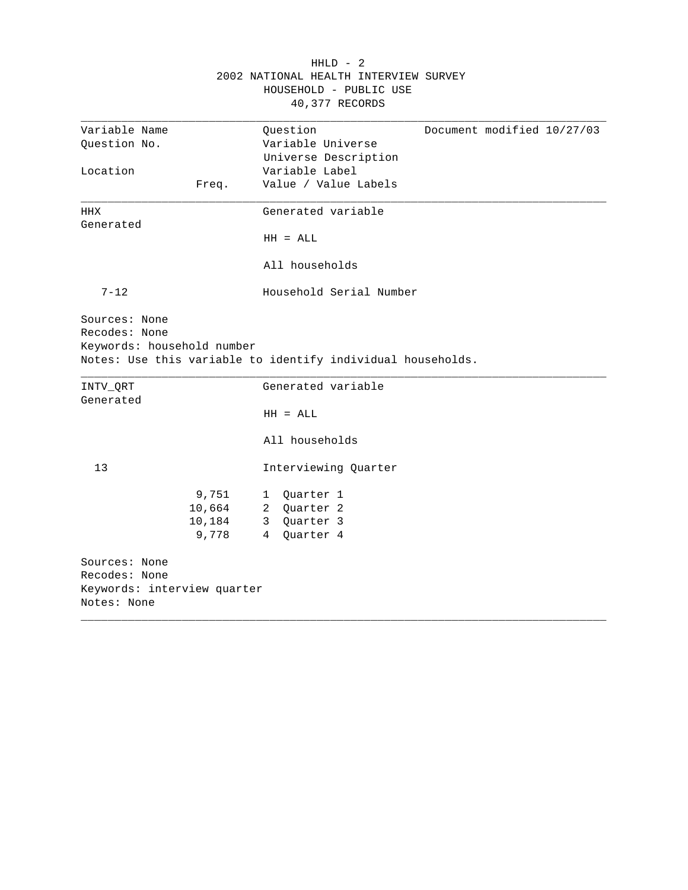HHLD - 2
2002 NATIONAL HEALTH INTERVIEW SURVEY
HOUSEHOLD - PUBLIC USE
40,377 RECORDS

| Variable Name | | Question | Document modified 10/27/03 |
|---|---|---|---|
| Question No. | | Variable Universe | |
| | | Universe Description | |
| Location | | Variable Label | |
| | Freq. | Value / Value Labels | |

---

**HHX** — Generated variable

Generated

HH = ALL

All households

7-12 — Household Serial Number

Sources: None
Recodes: None
Keywords: household number
Notes: Use this variable to identify individual households.

---

**INTV_QRT** — Generated variable

Generated

HH = ALL

All households

13 — Interviewing Quarter

| Freq. | Value | Value Label |
|---|---|---|
| 9,751 | 1 | Quarter 1 |
| 10,664 | 2 | Quarter 2 |
| 10,184 | 3 | Quarter 3 |
| 9,778 | 4 | Quarter 4 |

Sources: None
Recodes: None
Keywords: interview quarter
Notes: None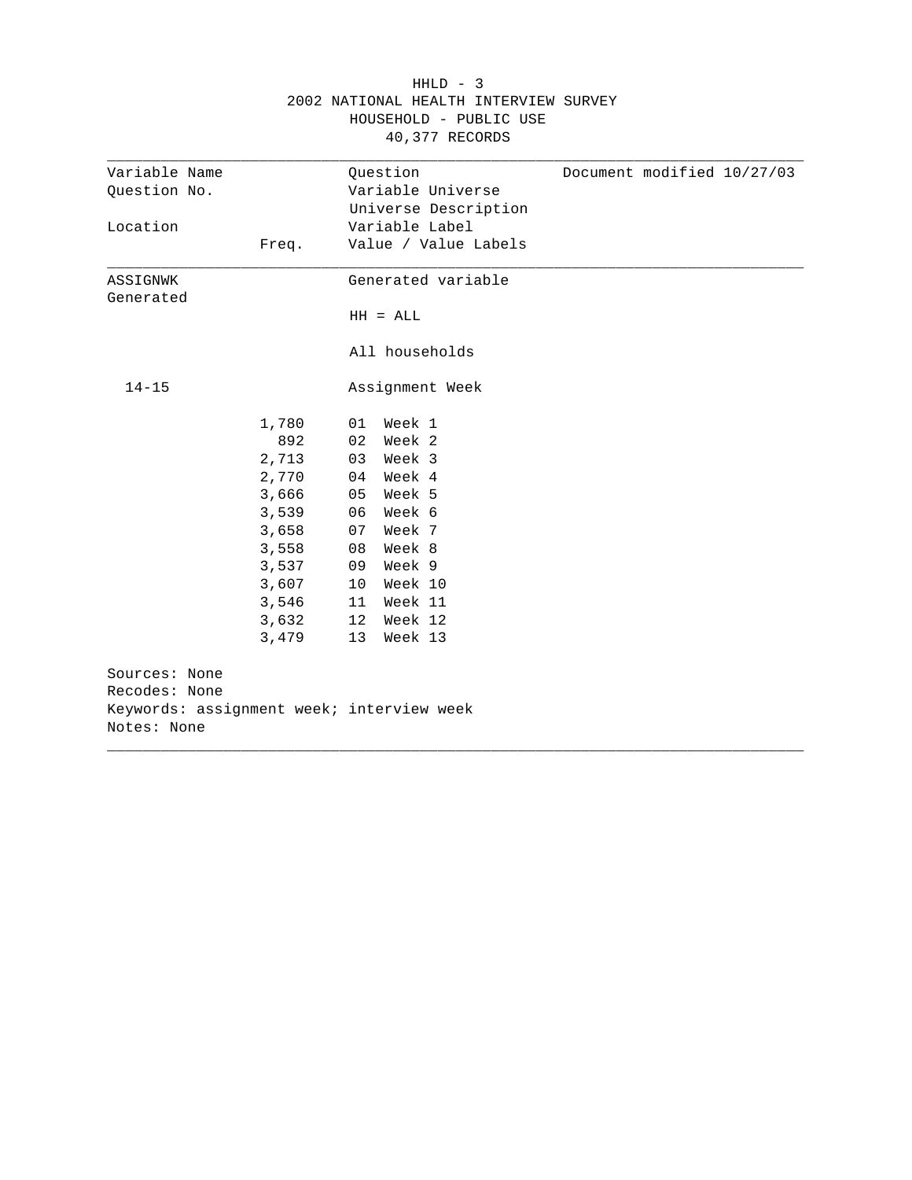HHLD - 3
2002 NATIONAL HEALTH INTERVIEW SURVEY
HOUSEHOLD - PUBLIC USE
40,377 RECORDS

| Variable Name | | Question | Document modified 10/27/03 |
|---|---|---|---|
| Question No. | | Variable Universe | |
| | | Universe Description | |
| Location | | Variable Label | |
| | Freq. | Value / Value Labels | |

**ASSIGNWK** — Generated variable

Generated

HH = ALL

All households

14-15 — Assignment Week

| Freq. | Value | Value Label |
|---|---|---|
| 1,780 | 01 | Week 1 |
| 892 | 02 | Week 2 |
| 2,713 | 03 | Week 3 |
| 2,770 | 04 | Week 4 |
| 3,666 | 05 | Week 5 |
| 3,539 | 06 | Week 6 |
| 3,658 | 07 | Week 7 |
| 3,558 | 08 | Week 8 |
| 3,537 | 09 | Week 9 |
| 3,607 | 10 | Week 10 |
| 3,546 | 11 | Week 11 |
| 3,632 | 12 | Week 12 |
| 3,479 | 13 | Week 13 |

Sources: None
Recodes: None
Keywords: assignment week; interview week
Notes: None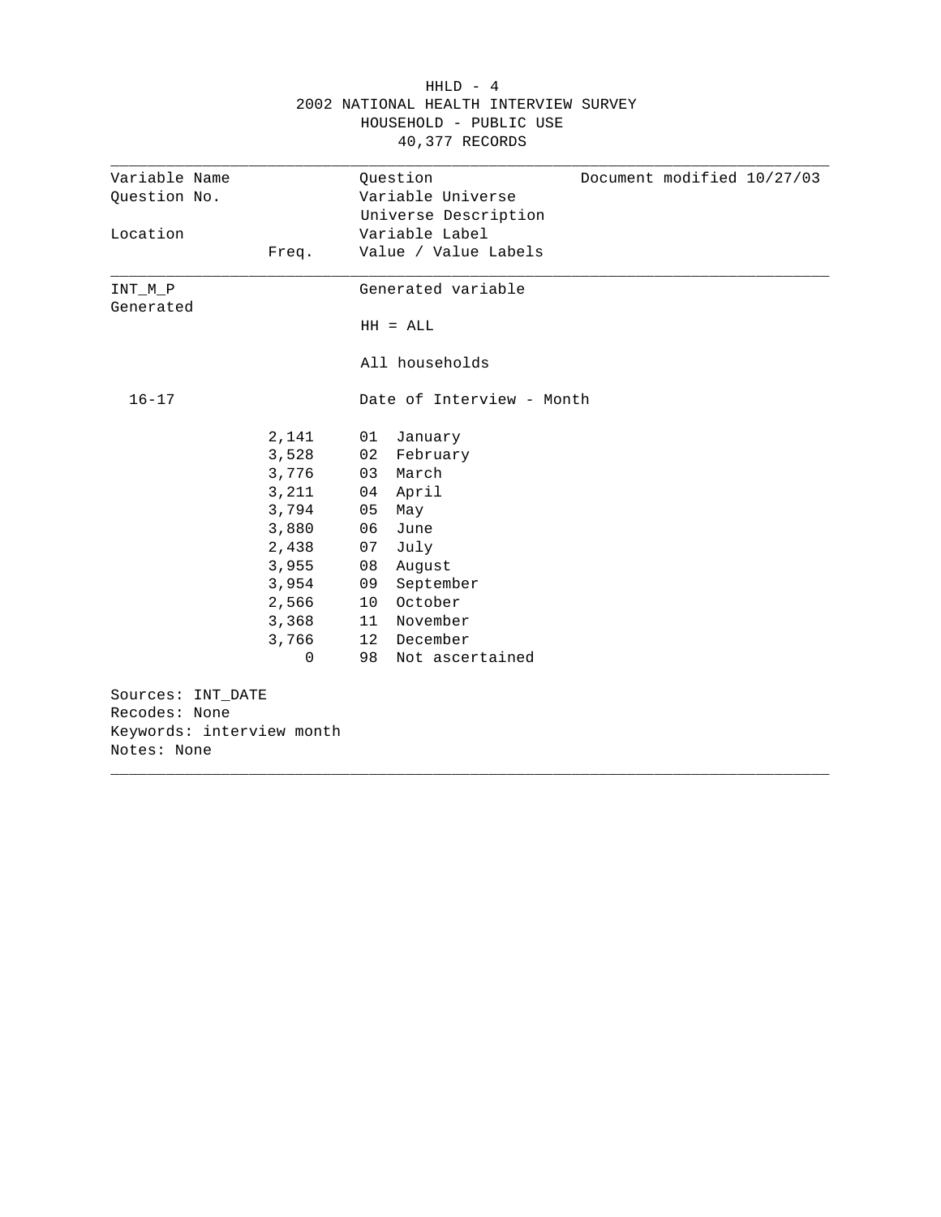HHLD - 4
2002 NATIONAL HEALTH INTERVIEW SURVEY
HOUSEHOLD - PUBLIC USE
40,377 RECORDS

| Variable Name | | Question | Document modified 10/27/03 |
|---|---|---|---|
| Question No. | | Variable Universe | |
| | | Universe Description | |
| Location | | Variable Label | |
| | Freq. | Value / Value Labels | |

INT_M_P — Generated variable

Generated

HH = ALL

All households

16-17 — Date of Interview - Month

| Freq. | Value | Value Label |
|---|---|---|
| 2,141 | 01 | January |
| 3,528 | 02 | February |
| 3,776 | 03 | March |
| 3,211 | 04 | April |
| 3,794 | 05 | May |
| 3,880 | 06 | June |
| 2,438 | 07 | July |
| 3,955 | 08 | August |
| 3,954 | 09 | September |
| 2,566 | 10 | October |
| 3,368 | 11 | November |
| 3,766 | 12 | December |
| 0 | 98 | Not ascertained |

Sources: INT_DATE
Recodes: None
Keywords: interview month
Notes: None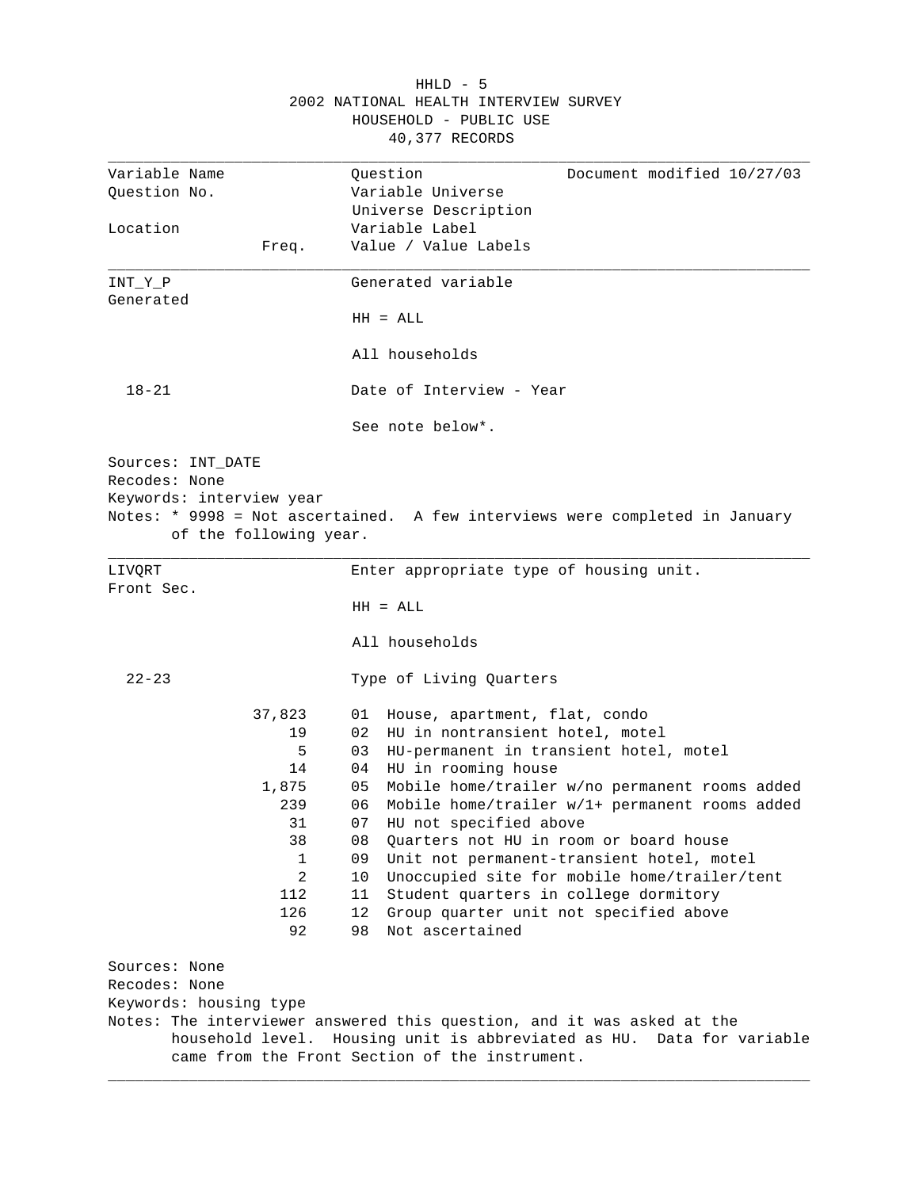HHLD - 5
2002 NATIONAL HEALTH INTERVIEW SURVEY
HOUSEHOLD - PUBLIC USE
40,377 RECORDS

| Variable Name | | Question | Document modified 10/27/03 |
|---|---|---|---|
| Question No. | | Variable Universe | |
| | | Universe Description | |
| Location | | Variable Label | |
| | Freq. | Value / Value Labels | |

---

**INT_Y_P** — Generated variable

Generated

HH = ALL

All households

18-21 — Date of Interview - Year

See note below*.

Sources: INT_DATE
Recodes: None
Keywords: interview year
Notes: * 9998 = Not ascertained. A few interviews were completed in January of the following year.

---

**LIVQRT** — Enter appropriate type of housing unit.

Front Sec.

HH = ALL

All households

22-23 — Type of Living Quarters

| Freq. | Value | Value Label |
|---|---|---|
| 37,823 | 01 | House, apartment, flat, condo |
| 19 | 02 | HU in nontransient hotel, motel |
| 5 | 03 | HU-permanent in transient hotel, motel |
| 14 | 04 | HU in rooming house |
| 1,875 | 05 | Mobile home/trailer w/no permanent rooms added |
| 239 | 06 | Mobile home/trailer w/1+ permanent rooms added |
| 31 | 07 | HU not specified above |
| 38 | 08 | Quarters not HU in room or board house |
| 1 | 09 | Unit not permanent-transient hotel, motel |
| 2 | 10 | Unoccupied site for mobile home/trailer/tent |
| 112 | 11 | Student quarters in college dormitory |
| 126 | 12 | Group quarter unit not specified above |
| 92 | 98 | Not ascertained |

Sources: None
Recodes: None
Keywords: housing type
Notes: The interviewer answered this question, and it was asked at the household level. Housing unit is abbreviated as HU. Data for variable came from the Front Section of the instrument.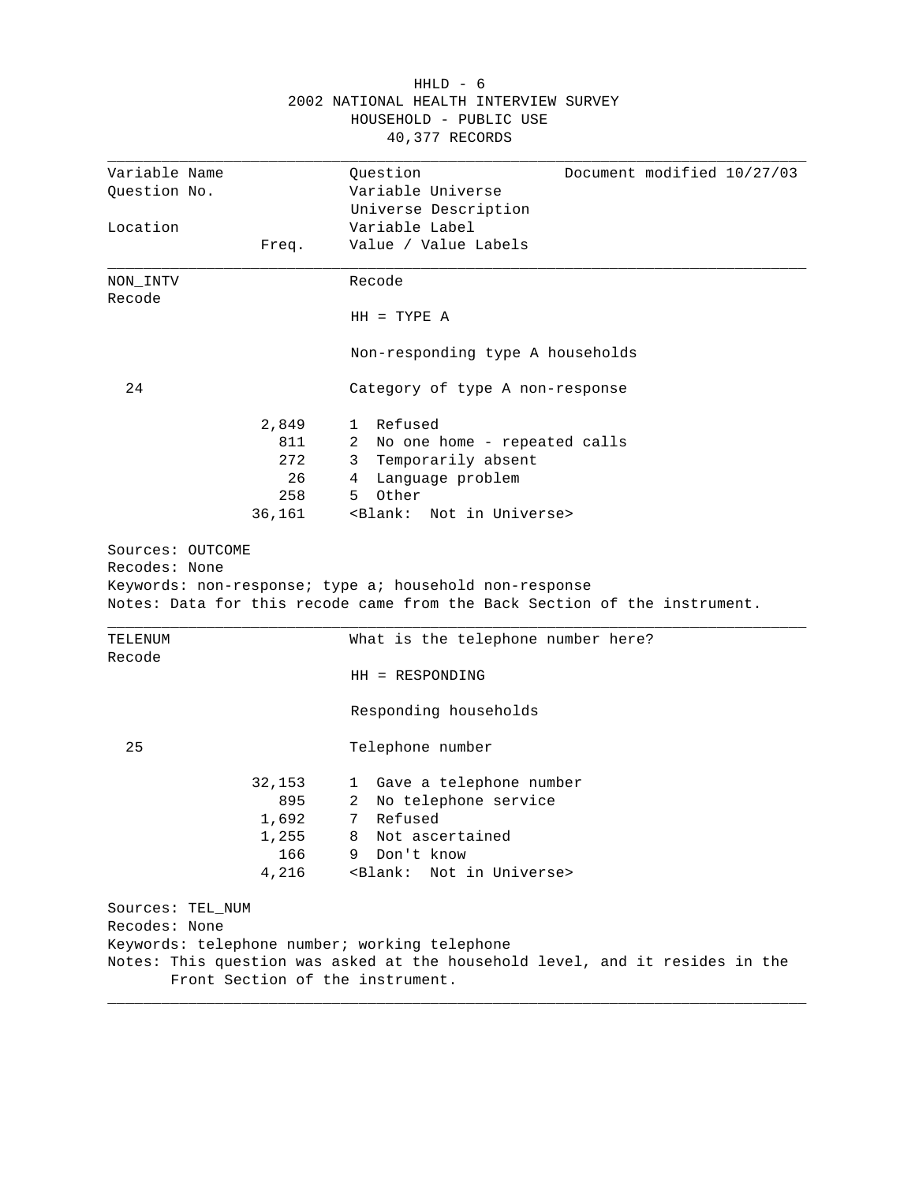HHLD - 6
2002 NATIONAL HEALTH INTERVIEW SURVEY
HOUSEHOLD - PUBLIC USE
40,377 RECORDS

| Variable Name<br>Question No.<br><br>Location | Freq. | Question<br>Variable Universe<br>Universe Description<br>Variable Label<br>Value / Value Labels | Document modified 10/27/03 |
|---|---|---|---|

**NON_INTV**
Recode

Recode

HH = TYPE A

Non-responding type A households

24 — Category of type A non-response

| Freq. | Value / Value Labels |
|---|---|
| 2,849 | 1 Refused |
| 811 | 2 No one home - repeated calls |
| 272 | 3 Temporarily absent |
| 26 | 4 Language problem |
| 258 | 5 Other |
| 36,161 | <Blank: Not in Universe> |

Sources: OUTCOME
Recodes: None
Keywords: non-response; type a; household non-response
Notes: Data for this recode came from the Back Section of the instrument.

---

**TELENUM**
Recode

What is the telephone number here?

HH = RESPONDING

Responding households

25 — Telephone number

| Freq. | Value / Value Labels |
|---|---|
| 32,153 | 1 Gave a telephone number |
| 895 | 2 No telephone service |
| 1,692 | 7 Refused |
| 1,255 | 8 Not ascertained |
| 166 | 9 Don't know |
| 4,216 | <Blank: Not in Universe> |

Sources: TEL_NUM
Recodes: None
Keywords: telephone number; working telephone
Notes: This question was asked at the household level, and it resides in the Front Section of the instrument.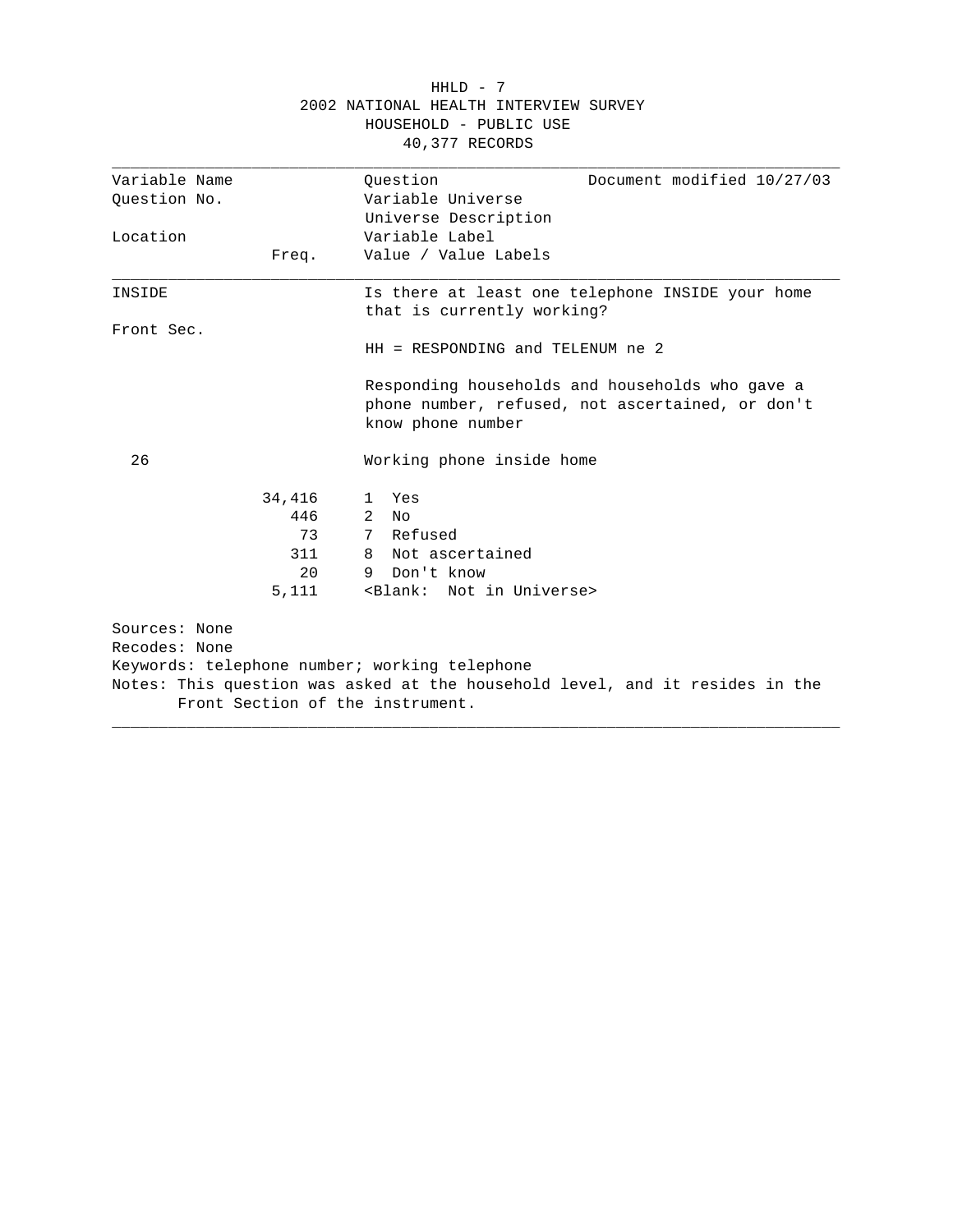HHLD - 7

2002 NATIONAL HEALTH INTERVIEW SURVEY

HOUSEHOLD - PUBLIC USE

40,377 RECORDS

| Variable Name | | Question | Document modified 10/27/03 |
|---|---|---|---|
| Question No. | | Variable Universe | |
| | | Universe Description | |
| Location | | Variable Label | |
| | Freq. | Value / Value Labels | |

**INSIDE**

Is there at least one telephone INSIDE your home that is currently working?

Front Sec.

HH = RESPONDING and TELENUM ne 2

Responding households and households who gave a phone number, refused, not ascertained, or don't know phone number

26

Working phone inside home

| Freq. | Value / Value Labels |
|---|---|
| 34,416 | 1 Yes |
| 446 | 2 No |
| 73 | 7 Refused |
| 311 | 8 Not ascertained |
| 20 | 9 Don't know |
| 5,111 | <Blank: Not in Universe> |

Sources: None

Recodes: None

Keywords: telephone number; working telephone

Notes: This question was asked at the household level, and it resides in the Front Section of the instrument.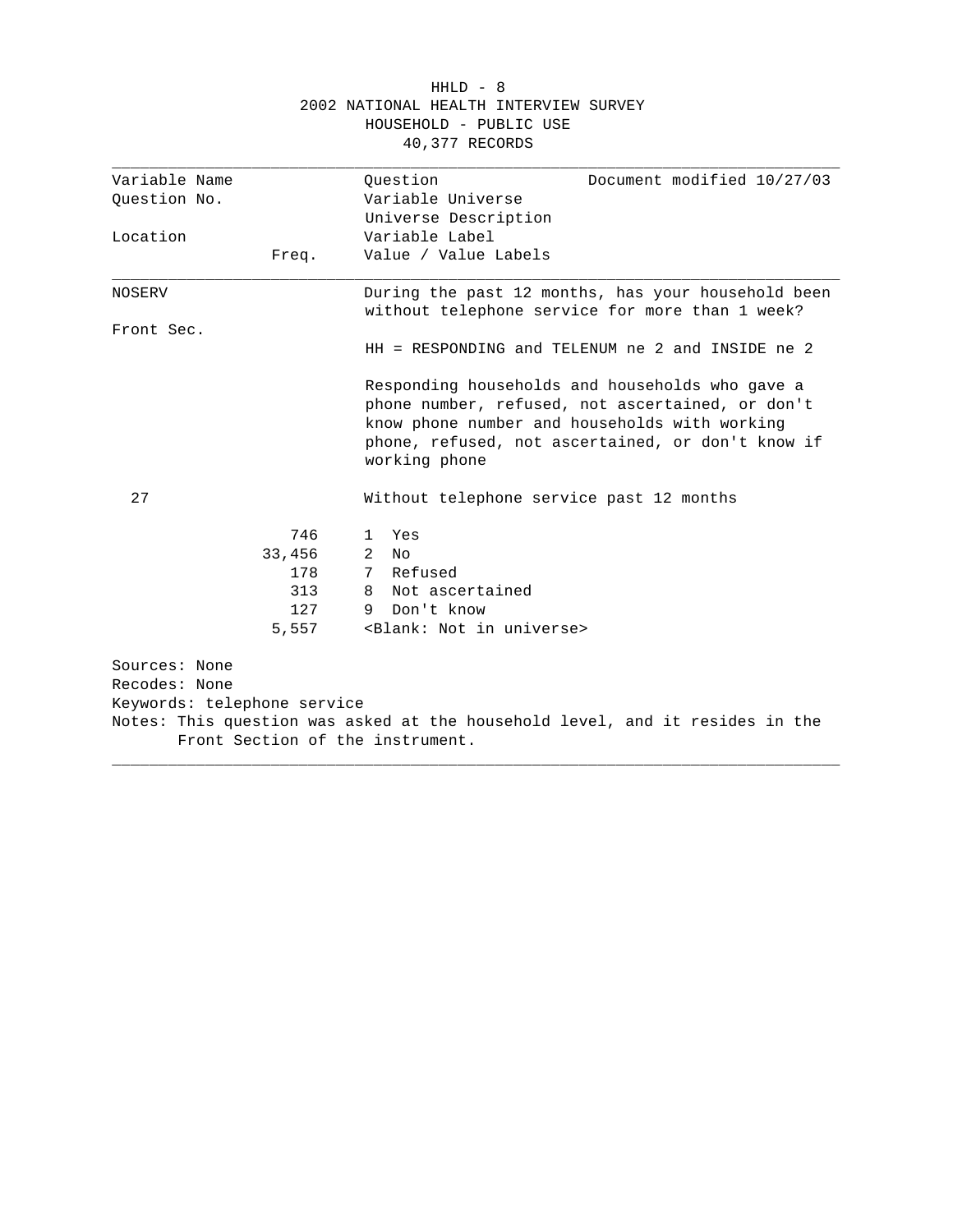2002 NATIONAL HEALTH INTERVIEW SURVEY
HOUSEHOLD - PUBLIC USE
40,377 RECORDS

| Variable Name | | Question | Document modified 10/27/03 |
|---|---|---|---|
| Question No. | | Variable Universe | |
| | | Universe Description | |
| Location | | Variable Label | |
| | Freq. | Value / Value Labels | |

**NOSERV**

During the past 12 months, has your household been without telephone service for more than 1 week?

Front Sec.

HH = RESPONDING and TELENUM ne 2 and INSIDE ne 2

Responding households and households who gave a phone number, refused, not ascertained, or don't know phone number and households with working phone, refused, not ascertained, or don't know if working phone

27

Without telephone service past 12 months

| Freq. | Value / Value Labels |
|---|---|
| 746 | 1 Yes |
| 33,456 | 2 No |
| 178 | 7 Refused |
| 313 | 8 Not ascertained |
| 127 | 9 Don't know |
| 5,557 | <Blank: Not in universe> |

Sources: None
Recodes: None
Keywords: telephone service
Notes: This question was asked at the household level, and it resides in the Front Section of the instrument.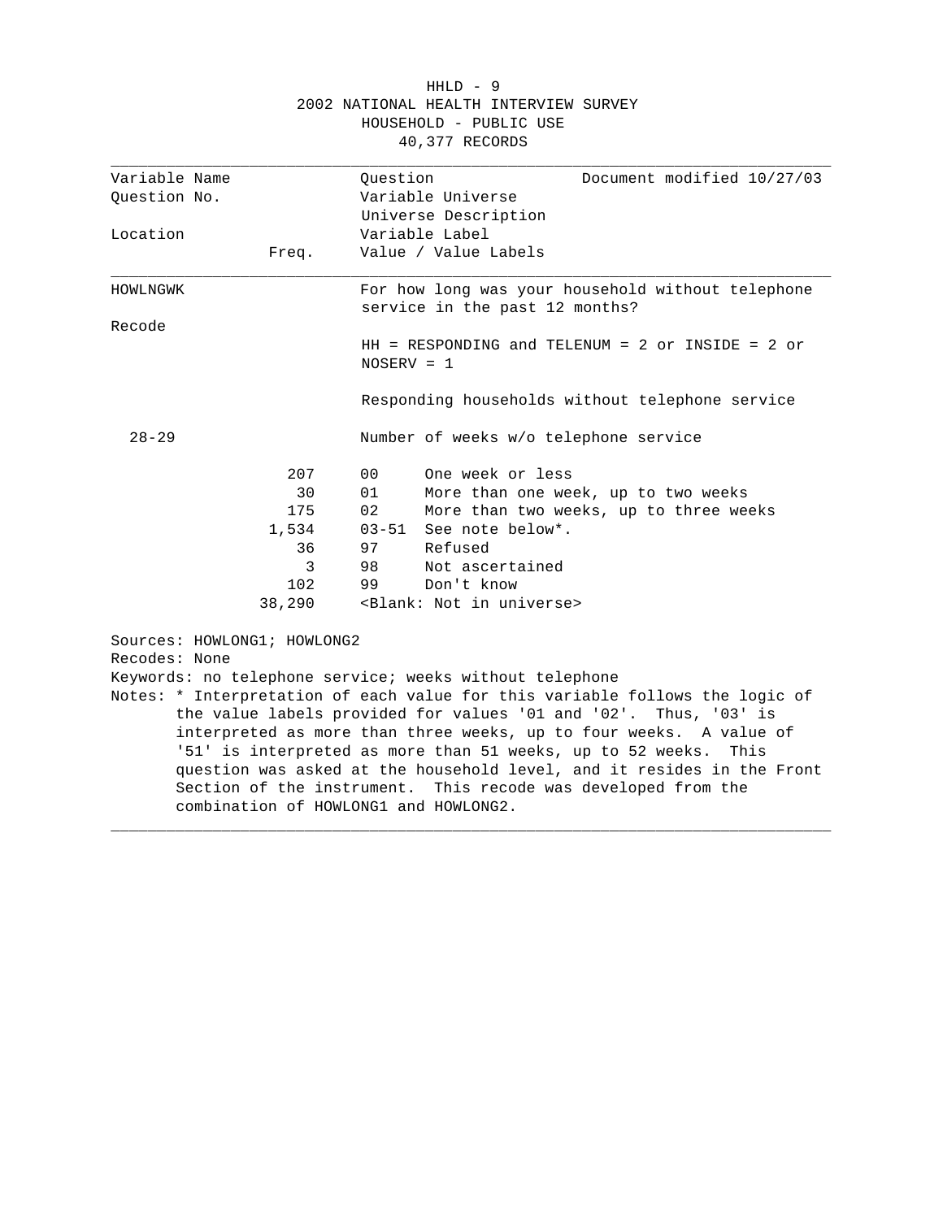# 2002 NATIONAL HEALTH INTERVIEW SURVEY
## HOUSEHOLD - PUBLIC USE
### 40,377 RECORDS

| Variable Name<br>Question No.<br><br>Location | Freq. | Question<br>Variable Universe<br>Universe Description<br>Variable Label<br>Value / Value Labels | Document modified 10/27/03 |
|---|---|---|---|

**HOWLNGWK**

For how long was your household without telephone service in the past 12 months?

Recode

HH = RESPONDING and TELENUM = 2 or INSIDE = 2 or NOSERV = 1

Responding households without telephone service

Location: 28-29

Number of weeks w/o telephone service

| Freq. | Value | Value Label |
|---|---|---|
| 207 | 00 | One week or less |
| 30 | 01 | More than one week, up to two weeks |
| 175 | 02 | More than two weeks, up to three weeks |
| 1,534 | 03-51 | See note below*. |
| 36 | 97 | Refused |
| 3 | 98 | Not ascertained |
| 102 | 99 | Don't know |
| 38,290 | | <Blank: Not in universe> |

Sources: HOWLONG1; HOWLONG2

Recodes: None

Keywords: no telephone service; weeks without telephone

Notes: * Interpretation of each value for this variable follows the logic of the value labels provided for values '01 and '02'. Thus, '03' is interpreted as more than three weeks, up to four weeks. A value of '51' is interpreted as more than 51 weeks, up to 52 weeks. This question was asked at the household level, and it resides in the Front Section of the instrument. This recode was developed from the combination of HOWLONG1 and HOWLONG2.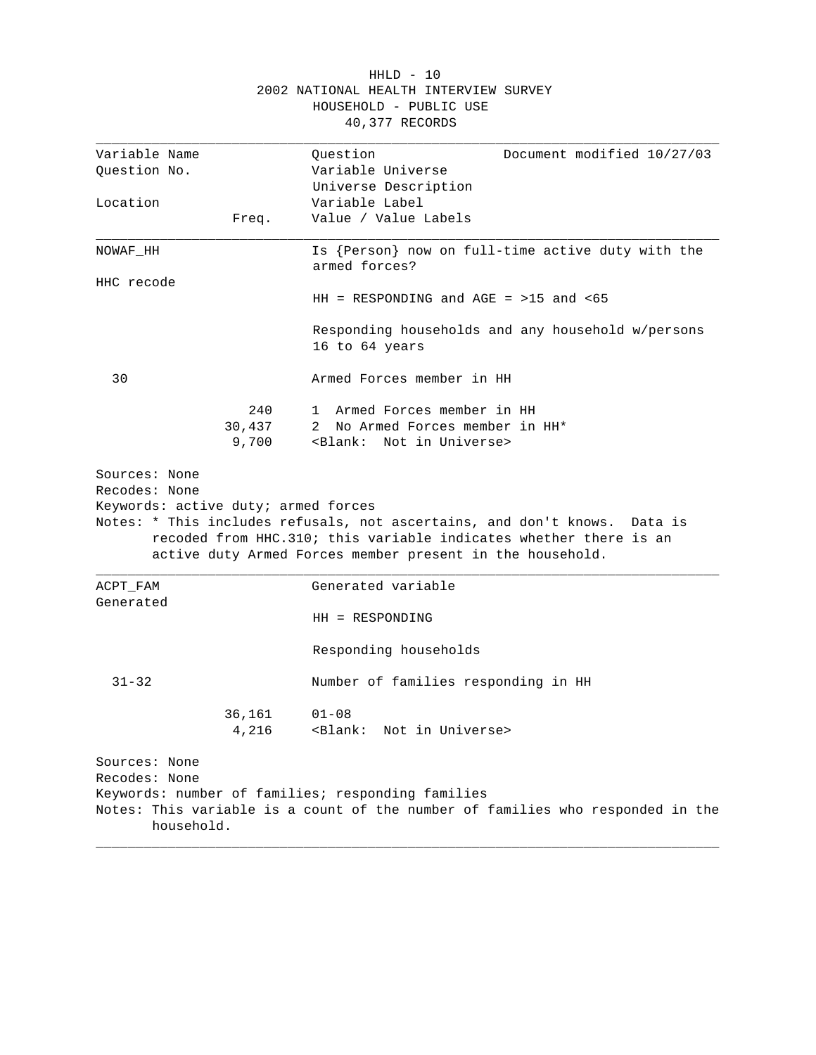HHLD - 10

2002 NATIONAL HEALTH INTERVIEW SURVEY
HOUSEHOLD - PUBLIC USE
40,377 RECORDS

| Variable Name<br>Question No.<br><br>Location | Freq. | Question<br>Variable Universe<br>Universe Description<br>Variable Label<br>Value / Value Labels | Document modified 10/27/03 |
|---|---|---|---|

---

**NOWAF_HH** — Is {Person} now on full-time active duty with the armed forces?

HHC recode

HH = RESPONDING and AGE = >15 and <65

Responding households and any household w/persons 16 to 64 years

Location: 30 — Armed Forces member in HH

| Freq. | Value / Value Labels |
|---|---|
| 240 | 1 Armed Forces member in HH |
| 30,437 | 2 No Armed Forces member in HH* |
| 9,700 | <Blank: Not in Universe> |

Sources: None
Recodes: None
Keywords: active duty; armed forces
Notes: * This includes refusals, not ascertains, and don't knows. Data is recoded from HHC.310; this variable indicates whether there is an active duty Armed Forces member present in the household.

---

**ACPT_FAM** — Generated variable

Generated

HH = RESPONDING

Responding households

Location: 31-32 — Number of families responding in HH

| Freq. | Value / Value Labels |
|---|---|
| 36,161 | 01-08 |
| 4,216 | <Blank: Not in Universe> |

Sources: None
Recodes: None
Keywords: number of families; responding families
Notes: This variable is a count of the number of families who responded in the household.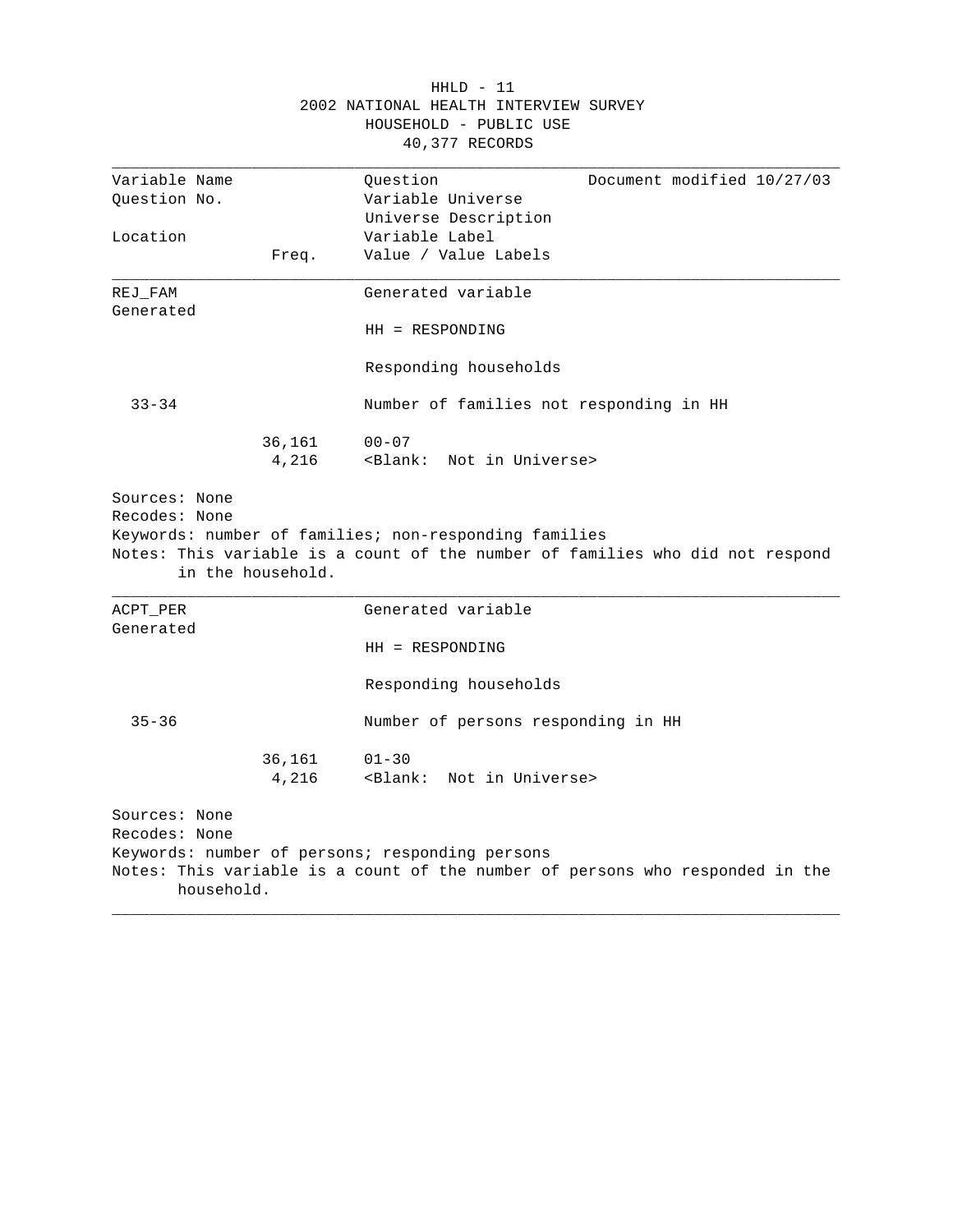HHLD - 11
2002 NATIONAL HEALTH INTERVIEW SURVEY
HOUSEHOLD - PUBLIC USE
40,377 RECORDS

| Variable Name / Question No. / Location | Freq. | Question / Variable Universe / Universe Description / Variable Label / Value / Value Labels | Document modified 10/27/03 |
|---|---|---|---|

**REJ_FAM**
Generated

Generated variable

HH = RESPONDING

Responding households

33-34 — Number of families not responding in HH

| Freq. | Value / Value Labels |
|---|---|
| 36,161 | 00-07 |
| 4,216 | <Blank: Not in Universe> |

Sources: None
Recodes: None
Keywords: number of families; non-responding families
Notes: This variable is a count of the number of families who did not respond in the household.

---

**ACPT_PER**
Generated

Generated variable

HH = RESPONDING

Responding households

35-36 — Number of persons responding in HH

| Freq. | Value / Value Labels |
|---|---|
| 36,161 | 01-30 |
| 4,216 | <Blank: Not in Universe> |

Sources: None
Recodes: None
Keywords: number of persons; responding persons
Notes: This variable is a count of the number of persons who responded in the household.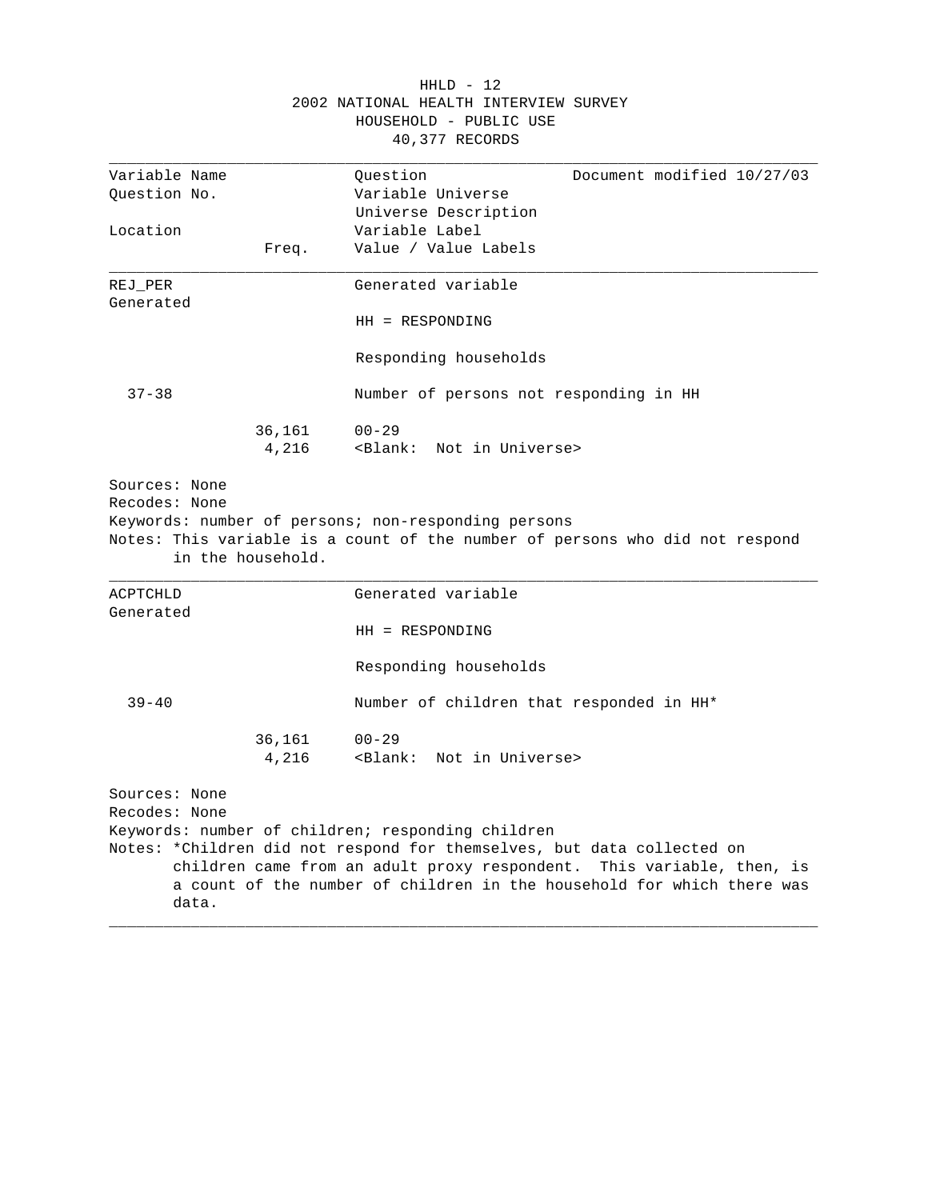| Variable Name | | Question | Document modified 10/27/03 |
|---|---|---|---|
| Question No. | | Variable Universe | |
| | | Universe Description | |
| Location | | Variable Label | |
| | Freq. | Value / Value Labels | |

---

**REJ_PER**
Generated

Generated variable

HH = RESPONDING

Responding households

37-38 — Number of persons not responding in HH

| Freq. | Value / Value Labels |
|---|---|
| 36,161 | 00-29 |
| 4,216 | <Blank: Not in Universe> |

Sources: None
Recodes: None
Keywords: number of persons; non-responding persons
Notes: This variable is a count of the number of persons who did not respond in the household.

---

**ACPTCHLD**
Generated

Generated variable

HH = RESPONDING

Responding households

39-40 — Number of children that responded in HH*

| Freq. | Value / Value Labels |
|---|---|
| 36,161 | 00-29 |
| 4,216 | <Blank: Not in Universe> |

Sources: None
Recodes: None
Keywords: number of children; responding children
Notes: *Children did not respond for themselves, but data collected on children came from an adult proxy respondent. This variable, then, is a count of the number of children in the household for which there was data.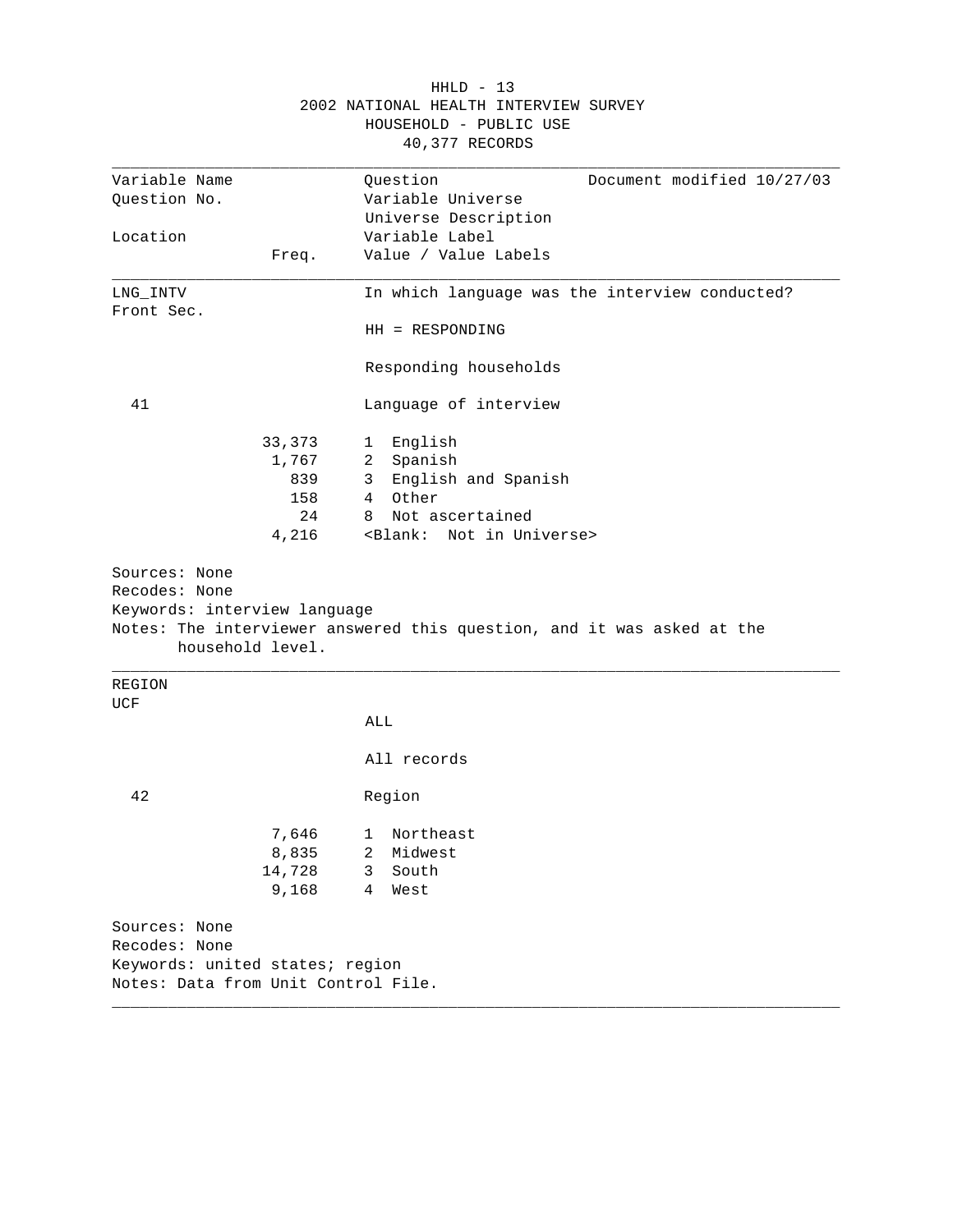2002 NATIONAL HEALTH INTERVIEW SURVEY
HOUSEHOLD - PUBLIC USE
40,377 RECORDS

| Variable Name | | Question | Document modified 10/27/03 |
|---|---|---|---|
| Question No. | | Variable Universe | |
| | | Universe Description | |
| Location | | Variable Label | |
| | Freq. | Value / Value Labels | |

---

**LNG_INTV**
Front Sec.

In which language was the interview conducted?

HH = RESPONDING

Responding households

41

Language of interview

| Freq. | Value / Value Labels |
|---|---|
| 33,373 | 1 English |
| 1,767 | 2 Spanish |
| 839 | 3 English and Spanish |
| 158 | 4 Other |
| 24 | 8 Not ascertained |
| 4,216 | <Blank: Not in Universe> |

Sources: None
Recodes: None
Keywords: interview language
Notes: The interviewer answered this question, and it was asked at the household level.

---

**REGION**
UCF

ALL

All records

42

Region

| Freq. | Value / Value Labels |
|---|---|
| 7,646 | 1 Northeast |
| 8,835 | 2 Midwest |
| 14,728 | 3 South |
| 9,168 | 4 West |

Sources: None
Recodes: None
Keywords: united states; region
Notes: Data from Unit Control File.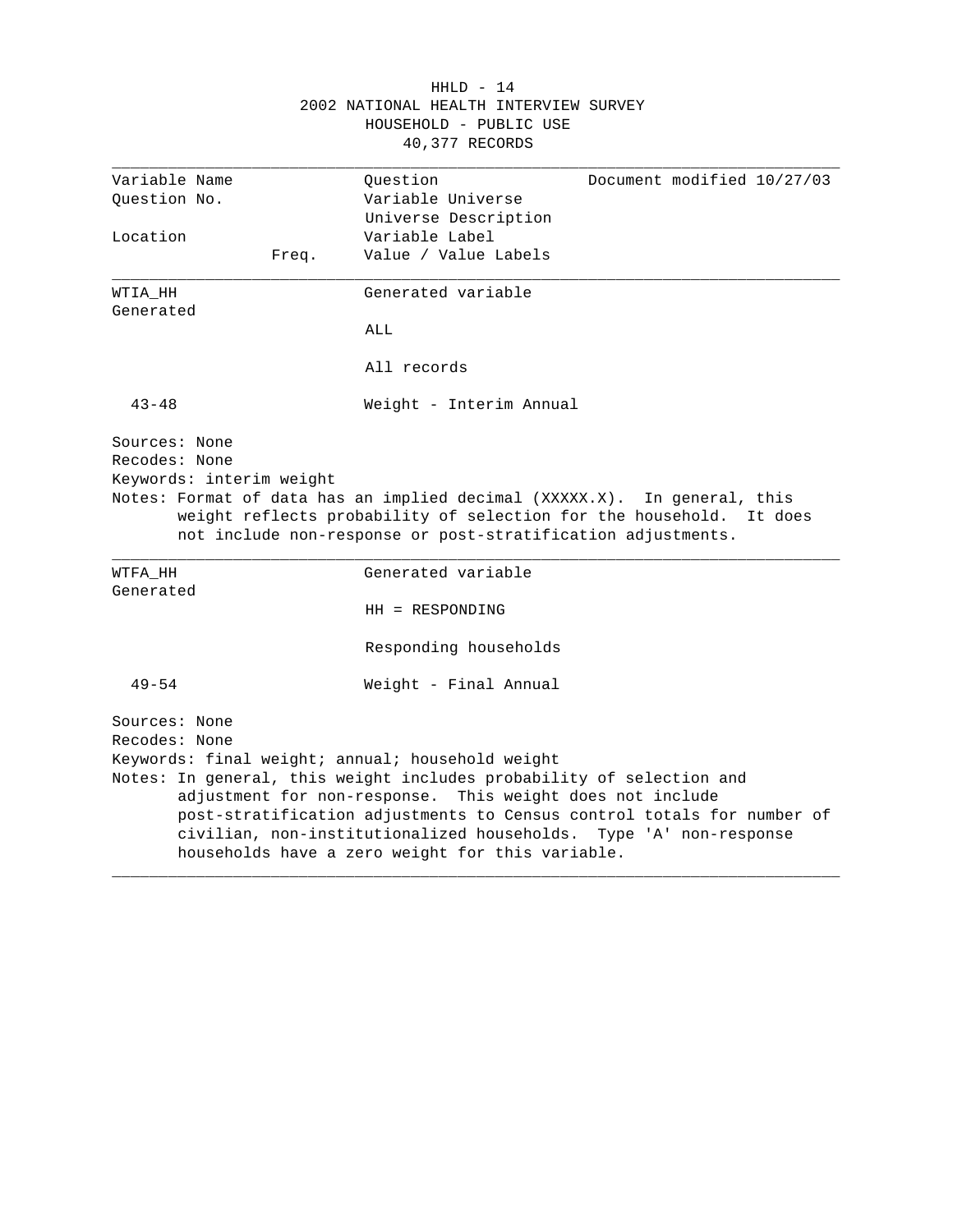| Variable Name | Question | Document modified 10/27/03 |
|---|---|---|
| Question No. | Variable Universe | |
| | Universe Description | |
| Location | Variable Label | |
| Freq. | Value / Value Labels | |

---

**WTIA_HH**
Generated

Generated variable

ALL

All records

43-48 — Weight - Interim Annual

Sources: None
Recodes: None
Keywords: interim weight
Notes: Format of data has an implied decimal (XXXXX.X). In general, this weight reflects probability of selection for the household. It does not include non-response or post-stratification adjustments.

---

**WTFA_HH**
Generated

Generated variable

HH = RESPONDING

Responding households

49-54 — Weight - Final Annual

Sources: None
Recodes: None
Keywords: final weight; annual; household weight
Notes: In general, this weight includes probability of selection and adjustment for non-response. This weight does not include post-stratification adjustments to Census control totals for number of civilian, non-institutionalized households. Type 'A' non-response households have a zero weight for this variable.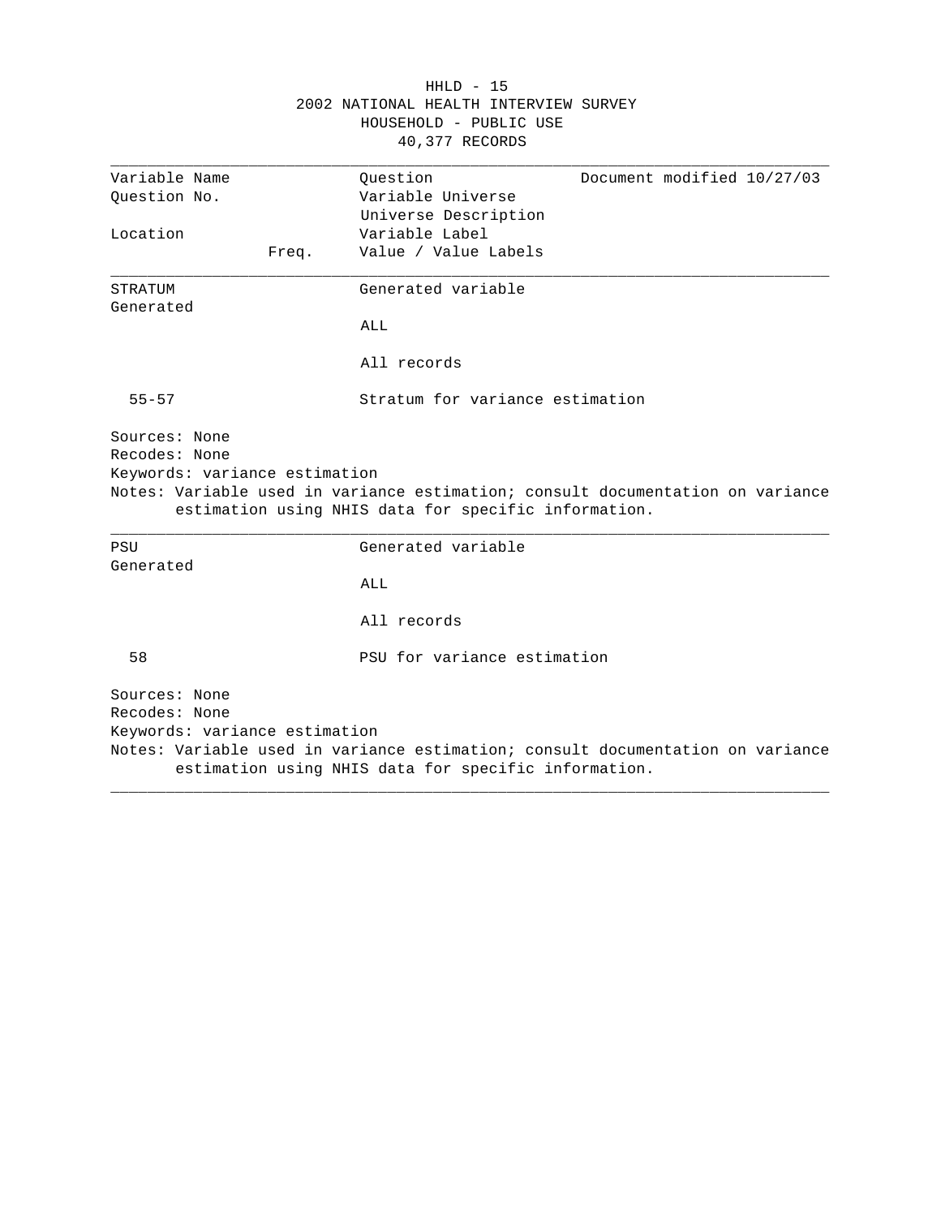HHLD - 15
2002 NATIONAL HEALTH INTERVIEW SURVEY
HOUSEHOLD - PUBLIC USE
40,377 RECORDS

| Variable Name<br>Question No.<br><br>Location | Freq. | Question<br>Variable Universe<br>Universe Description<br>Variable Label<br>Value / Value Labels | Document modified 10/27/03 |
|---|---|---|---|
| STRATUM<br>Generated | | Generated variable<br><br>ALL<br><br>All records | |
| 55-57 | | Stratum for variance estimation | |

Sources: None
Recodes: None
Keywords: variance estimation
Notes: Variable used in variance estimation; consult documentation on variance estimation using NHIS data for specific information.

| | | | |
|---|---|---|---|
| PSU<br>Generated | | Generated variable<br><br>ALL<br><br>All records | |
| 58 | | PSU for variance estimation | |

Sources: None
Recodes: None
Keywords: variance estimation
Notes: Variable used in variance estimation; consult documentation on variance estimation using NHIS data for specific information.